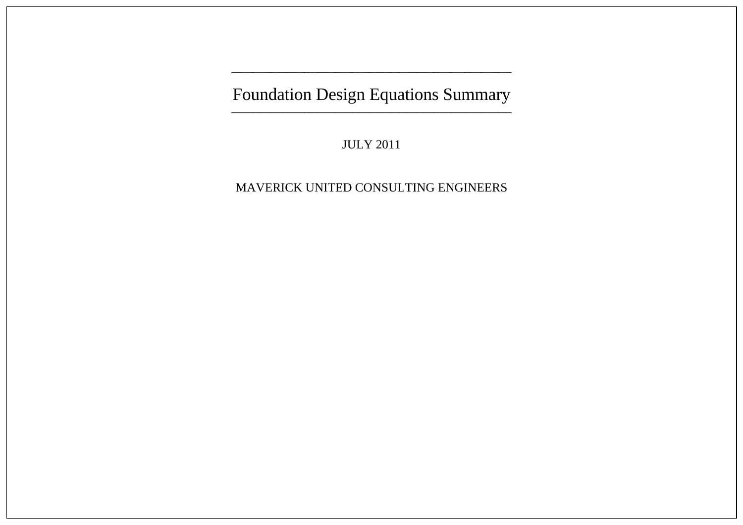# Foundation Design Equations Summary

JULY 2011

MAVERICK UNITED CONSULTING ENGINEERS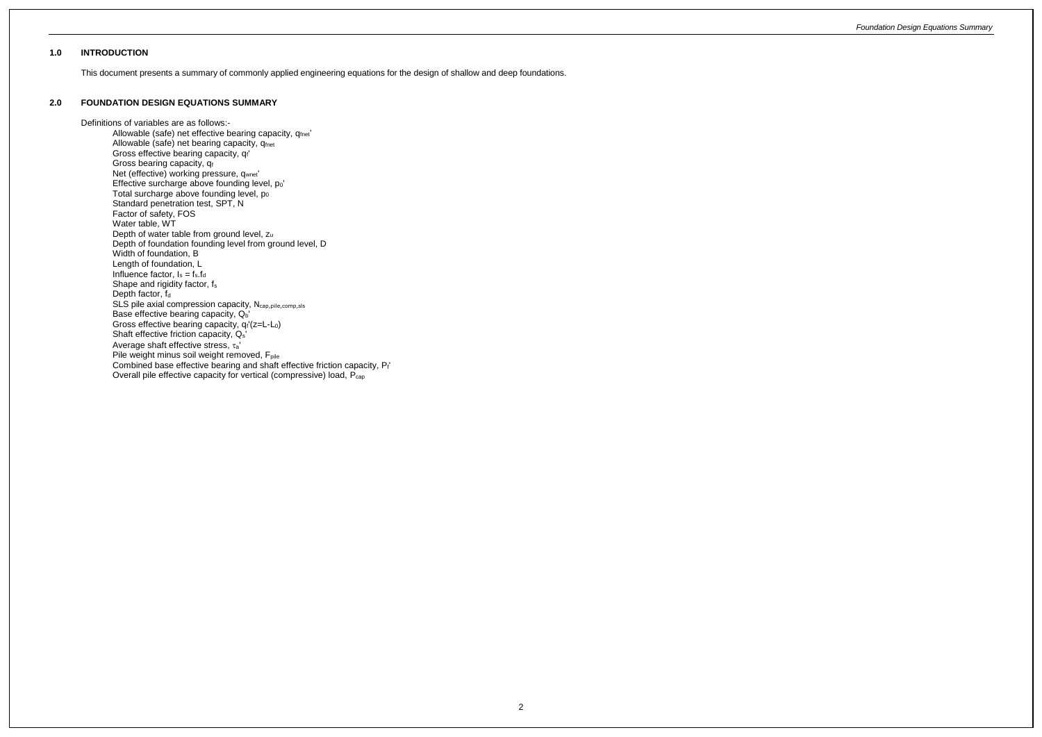## 1.0 INTRODUCTION

This document presents a summary of commonly applied engineering equations for the design of shallow and deep foundations.

## 2.0 FOUNDATION DESIGN EQUATIONS SUMMARY

Definitions of variables are as follows:-

- Allowable (safe) net effective bearing capacity, $q_{fnet}'$
- Allowable (safe) net bearing capacity, $q_{fnet}$
- Gross effective bearing capacity, $q_f'$
- Gross bearing capacity, $q_f$
- Net (effective) working pressure, $q_{wnet}'$
- Effective surcharge above founding level, $p_0'$
- Total surcharge above founding level, $p_0$
- Standard penetration test, SPT, N
- Factor of safety, FOS
- Water table, WT
- Depth of water table from ground level, $z_u$
- Depth of foundation founding level from ground level, D
- Width of foundation, B
- Length of foundation, L
- Influence factor, $I_s = f_s.f_d$
- Shape and rigidity factor, $f_s$
- Depth factor, $f_d$
- SLS pile axial compression capacity, $N_{cap,pile,comp,sls}$
- Base effective bearing capacity, $Q_b'$
- Gross effective bearing capacity, $q_f'(z=L-L_0)$
- Shaft effective friction capacity, $Q_s'$
- Average shaft effective stress, $\tau_a'$
- Pile weight minus soil weight removed, $F_{pile}$
- Combined base effective bearing and shaft effective friction capacity, $P_f'$
- Overall pile effective capacity for vertical (compressive) load, $P_{cap}$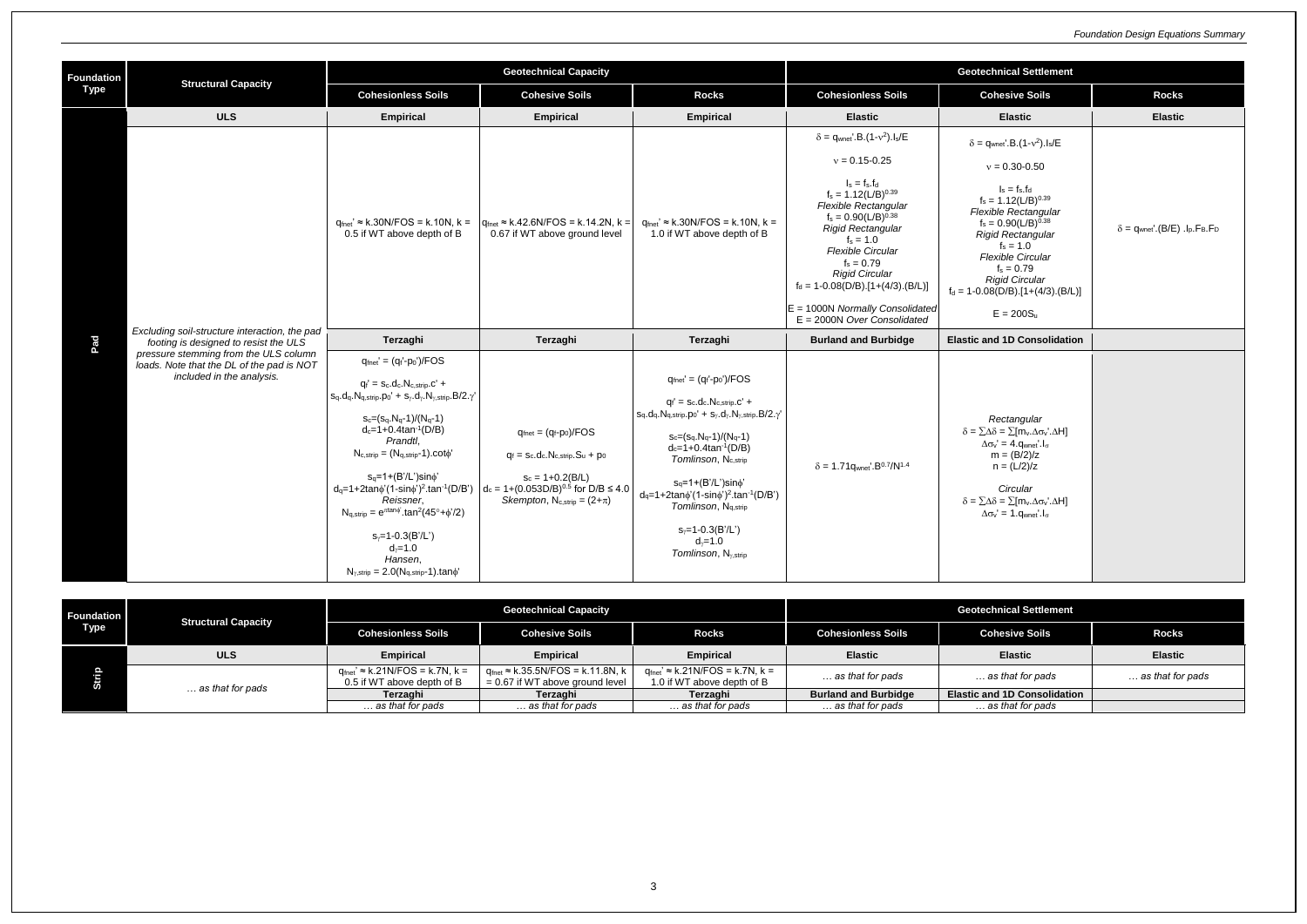| Foundation Type | Structural Capacity | Geotechnical Capacity | | | Geotechnical Settlement | | |
|---|---|---|---|---|---|---|---|
| | | Cohesionless Soils | Cohesive Soils | Rocks | Cohesionless Soils | Cohesive Soils | Rocks |
| Pad | ULS | Empirical | Empirical | Empirical | Elastic | Elastic | Elastic |
| | *Excluding soil-structure interaction, the pad footing is designed to resist the ULS pressure stemming from the ULS column loads. Note that the DL of the pad is NOT included in the analysis.* | $q_{fnet}' \approx k.30N/FOS = k.10N$, $k = 0.5$ if WT above depth of B | $q_{fnet} \approx k.42.6N/FOS = k.14.2N$, $k = 0.67$ if WT above ground level | $q_{fnet}' \approx k.30N/FOS = k.10N$, $k = 1.0$ if WT above depth of B | $\delta = q_{wnet}'.B.(1-\nu^2).I_s/E$<br><br>$\nu = 0.15\text{-}0.25$<br><br>$I_s = f_s.f_d$<br>$f_s = 1.12(L/B)^{0.39}$<br>*Flexible Rectangular*<br>$f_s = 0.90(L/B)^{0.38}$<br>*Rigid Rectangular*<br>$f_s = 1.0$<br>*Flexible Circular*<br>$f_s = 0.79$<br>*Rigid Circular*<br>$f_d = 1\text{-}0.08(D/B).[1+(4/3).(B/L)]$<br><br>$E = 1000N$ *Normally Consolidated*<br>$E = 2000N$ *Over Consolidated* | $\delta = q_{wnet}'.B.(1-\nu^2).I_s/E$<br><br>$\nu = 0.30\text{-}0.50$<br><br>$I_s = f_s.f_d$<br>$f_s = 1.12(L/B)^{0.39}$<br>*Flexible Rectangular*<br>$f_s = 0.90(L/B)^{0.38}$<br>*Rigid Rectangular*<br>$f_s = 1.0$<br>*Flexible Circular*<br>$f_s = 0.79$<br>*Rigid Circular*<br>$f_d = 1\text{-}0.08(D/B).[1+(4/3).(B/L)]$<br><br>$E = 200S_u$ | $\delta = q_{wnet}'.(B/E).I_p.F_B.F_D$ |
| | | Terzaghi | Terzaghi | Terzaghi | Burland and Burbidge | Elastic and 1D Consolidation | |
| | | $q_{fnet}' = (q_f'-p_0')/FOS$<br><br>$q_f' = s_c.d_c.N_{c,strip}.c' + s_q.d_q.N_{q,strip}.p_0' + s_\gamma.d_\gamma.N_{\gamma,strip}.B/2.\gamma'$<br><br>$s_c=(s_q.N_q-1)/(N_q-1)$<br>$d_c=1+0.4\tan^{-1}(D/B)$<br>*Prandtl*,<br>$N_{c,strip} = (N_{q,strip}-1).\cot\phi'$<br><br>$s_q=1+(B'/L')\sin\phi'$<br>$d_q=1+2\tan\phi'(1-\sin\phi')^2.\tan^{-1}(D/B')$<br>*Reissner*,<br>$N_{q,strip} = e^{\pi\tan\phi}.\tan^2(45°+\phi'/2)$<br><br>$s_\gamma=1\text{-}0.3(B'/L')$<br>$d_\gamma=1.0$<br>*Hansen*,<br>$N_{\gamma,strip} = 2.0(N_{q,strip}-1).\tan\phi'$ | $q_{fnet} = (q_f-p_0)/FOS$<br><br>$q_f = s_c.d_c.N_{c,strip}.S_u + p_0$<br><br>$s_c = 1+0.2(B/L)$<br>$d_c = 1+(0.053D/B)^{0.5}$ for $D/B \leq 4.0$<br>*Skempton*, $N_{c,strip} = (2+\pi)$ | $q_{fnet}' = (q_f'-p_0')/FOS$<br><br>$q_f' = s_c.d_c.N_{c,strip}.c' + s_q.d_q.N_{q,strip}.p_0' + s_\gamma.d_\gamma.N_{\gamma,strip}.B/2.\gamma'$<br><br>$s_c=(s_q.N_q-1)/(N_q-1)$<br>$d_c=1+0.4\tan^{-1}(D/B)$<br>*Tomlinson*, $N_{c,strip}$<br><br>$s_q=1+(B'/L')\sin\phi'$<br>$d_q=1+2\tan\phi'(1-\sin\phi')^2.\tan^{-1}(D/B')$<br>*Tomlinson*, $N_{q,strip}$<br><br>$s_\gamma=1\text{-}0.3(B'/L')$<br>$d_\gamma=1.0$<br>*Tomlinson*, $N_{\gamma,strip}$ | $\delta = 1.71q_{wnet}'.B^{0.7}/N^{1.4}$ | *Rectangular*<br>$\delta = \sum\Delta\delta = \sum[m_v.\Delta\sigma_v'.\Delta H]$<br>$\Delta\sigma_v' = 4.q_{wnet}'.I_\sigma$<br>$m = (B/2)/z$<br>$n = (L/2)/z$<br><br>*Circular*<br>$\delta = \sum\Delta\delta = \sum[m_v.\Delta\sigma_v'.\Delta H]$<br>$\Delta\sigma_v' = 1.q_{wnet}'.I_\sigma$ | |

| Foundation Type | Structural Capacity | Geotechnical Capacity | | | Geotechnical Settlement | | |
|---|---|---|---|---|---|---|---|
| | | Cohesionless Soils | Cohesive Soils | Rocks | Cohesionless Soils | Cohesive Soils | Rocks |
| Strip | ULS | Empirical | Empirical | Empirical | Elastic | Elastic | Elastic |
| | *… as that for pads* | $q_{fnet}' \approx k.21N/FOS = k.7N$, $k = 0.5$ if WT above depth of B | $q_{fnet} \approx k.35.5N/FOS = k.11.8N$, $k = 0.67$ if WT above ground level | $q_{fnet}' \approx k.21N/FOS = k.7N$, $k = 1.0$ if WT above depth of B | *… as that for pads* | *… as that for pads* | *… as that for pads* |
| | | Terzaghi | Terzaghi | Terzaghi | Burland and Burbidge | Elastic and 1D Consolidation | |
| | | *… as that for pads* | *… as that for pads* | *… as that for pads* | *… as that for pads* | *… as that for pads* | |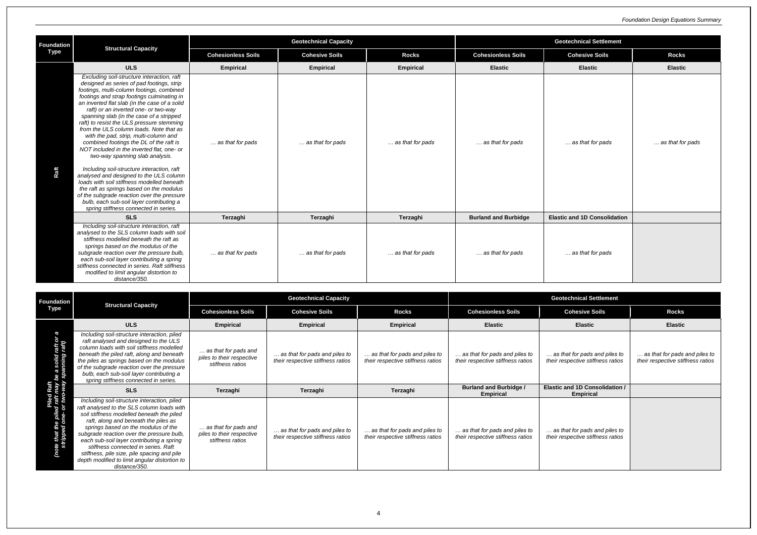| Foundation Type | Structural Capacity | Geotechnical Capacity | | | Geotechnical Settlement | | |
|---|---|---|---|---|---|---|---|
| | | Cohesionless Soils | Cohesive Soils | Rocks | Cohesionless Soils | Cohesive Soils | Rocks |
| **Raft** | **ULS** | **Empirical** | **Empirical** | **Empirical** | **Elastic** | **Elastic** | **Elastic** |
| | *Excluding soil-structure interaction, raft designed as series of pad footings, strip footings, multi-column footings, combined footings and strap footings culminating in an inverted flat slab (in the case of a solid raft) or an inverted one- or two-way spanning slab (in the case of a stripped raft) to resist the ULS pressure stemming from the ULS column loads. Note that as with the pad, strip, multi-column and combined footings the DL of the raft is NOT included in the inverted flat, one- or two-way spanning slab analysis.* <br><br> *Including soil-structure interaction, raft analysed and designed to the ULS column loads with soil stiffness modelled beneath the raft as springs based on the modulus of the subgrade reaction over the pressure bulb, each sub-soil layer contributing a spring stiffness connected in series.* | *… as that for pads* | *… as that for pads* | *… as that for pads* | *… as that for pads* | *… as that for pads* | *… as that for pads* |
| | **SLS** | **Terzaghi** | **Terzaghi** | **Terzaghi** | **Burland and Burbidge** | **Elastic and 1D Consolidation** | |
| | *Including soil-structure interaction, raft analysed to the SLS column loads with soil stiffness modelled beneath the raft as springs based on the modulus of the subgrade reaction over the pressure bulb, each sub-soil layer contributing a spring stiffness connected in series. Raft stiffness modified to limit angular distortion to distance/350.* | *… as that for pads* | *… as that for pads* | *… as that for pads* | *… as that for pads* | *… as that for pads* | |

| Foundation Type | Structural Capacity | Geotechnical Capacity | | | Geotechnical Settlement | | |
|---|---|---|---|---|---|---|---|
| | | Cohesionless Soils | Cohesive Soils | Rocks | Cohesionless Soils | Cohesive Soils | Rocks |
| **Piled Raft** *(note that the piled raft may be a solid raft or a stripped one- or two-way spanning raft)* | **ULS** | **Empirical** | **Empirical** | **Empirical** | **Elastic** | **Elastic** | **Elastic** |
| | *Including soil-structure interaction, piled raft analysed and designed to the ULS column loads with soil stiffness modelled beneath the piled raft, along and beneath the piles as springs based on the modulus of the subgrade reaction over the pressure bulb, each sub-soil layer contributing a spring stiffness connected in series.* | *… as that for pads and piles to their respective stiffness ratios* | *… as that for pads and piles to their respective stiffness ratios* | *… as that for pads and piles to their respective stiffness ratios* | *… as that for pads and piles to their respective stiffness ratios* | *… as that for pads and piles to their respective stiffness ratios* | *… as that for pads and piles to their respective stiffness ratios* |
| | **SLS** | **Terzaghi** | **Terzaghi** | **Terzaghi** | **Burland and Burbidge / Empirical** | **Elastic and 1D Consolidation / Empirical** | |
| | *Including soil-structure interaction, piled raft analysed to the SLS column loads with soil stiffness modelled beneath the piled raft, along and beneath the piles as springs based on the modulus of the subgrade reaction over the pressure bulb, each sub-soil layer contributing a spring stiffness connected in series. Raft stiffness, pile size, pile spacing and pile depth modified to limit angular distortion to distance/350.* | *… as that for pads and piles to their respective stiffness ratios* | *… as that for pads and piles to their respective stiffness ratios* | *… as that for pads and piles to their respective stiffness ratios* | *… as that for pads and piles to their respective stiffness ratios* | *… as that for pads and piles to their respective stiffness ratios* | |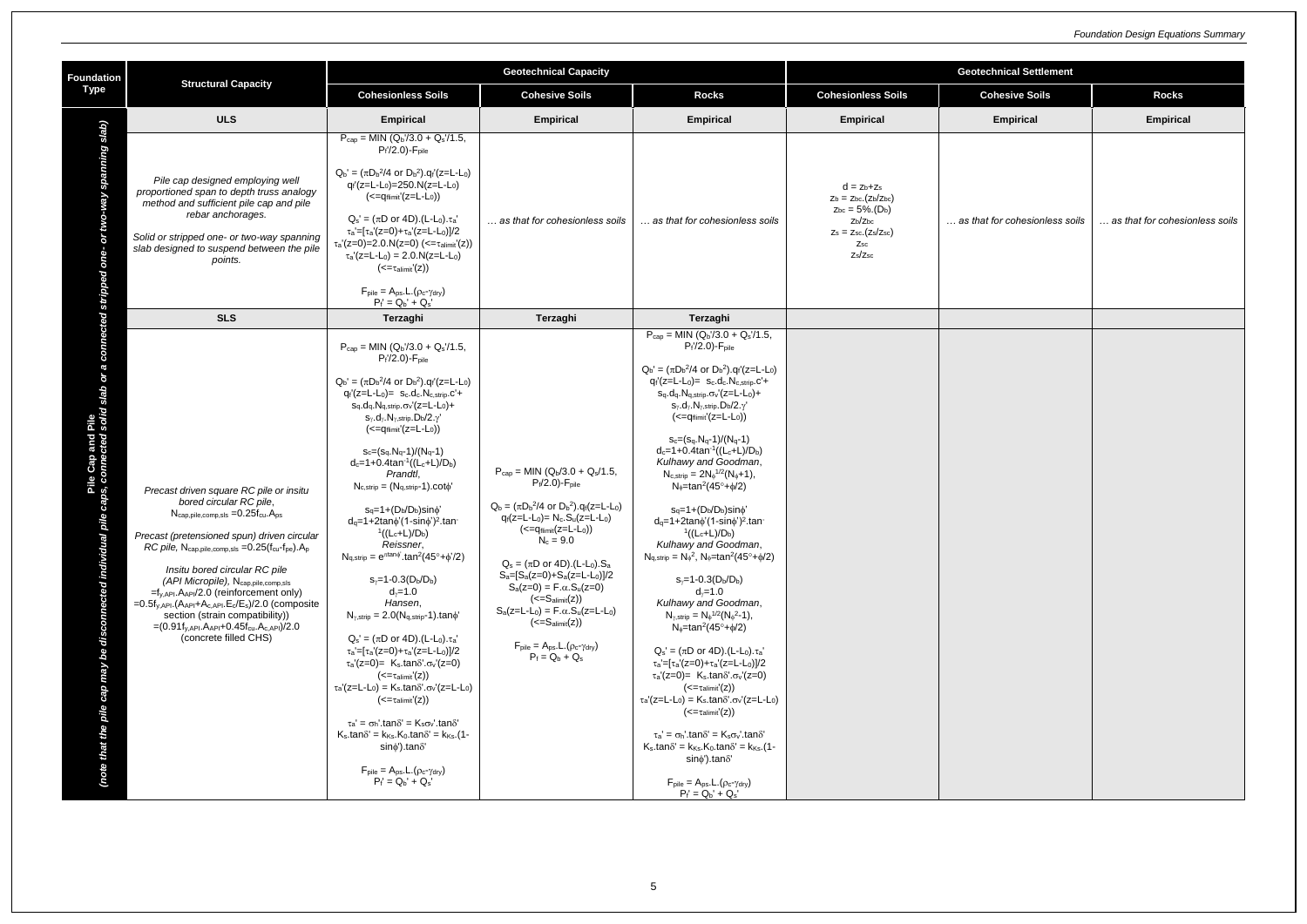| Foundation Type | Structural Capacity | Geotechnical Capacity | | | Geotechnical Settlement | | |
|---|---|---|---|---|---|---|---|
| | | Cohesionless Soils | Cohesive Soils | Rocks | Cohesionless Soils | Cohesive Soils | Rocks |
| **Pile Cap and Pile** *(note that the pile cap may be disconnected individual pile caps, connected solid slab or a connected stripped one- or two-way spanning slab)* | **ULS** | **Empirical** | **Empirical** | **Empirical** | **Empirical** | **Empirical** | **Empirical** |
| | *Pile cap designed employing well proportioned span to depth truss analogy method and sufficient pile cap and pile rebar anchorages.* <br><br> *Solid or stripped one- or two-way spanning slab designed to suspend between the pile points.* | $P_{cap}$ = MIN ($Q_b'/3.0 + Q_s'/1.5$, $P_f'/2.0$)-$F_{pile}$ <br><br> $Q_b' = (\pi D_b^2/4 \text{ or } D_b^2).q_f'(z=L-L_0)$ <br> $q_f'(z=L-L_0)=250.N(z=L-L_0)$ <br> $(<=q_{flimit}'(z=L-L_0))$ <br><br> $Q_s' = (\pi D \text{ or } 4D).(L-L_0).\tau_a'$ <br> $\tau_a'=[\tau_a'(z=0)+\tau_a'(z=L-L_0)]/2$ <br> $\tau_a'(z=0)=2.0.N(z=0)$ $(<=\tau_{alimit}'(z))$ <br> $\tau_a'(z=L-L_0) = 2.0.N(z=L-L_0)$ <br> $(<=\tau_{alimit}'(z))$ <br><br> $F_{pile} = A_{ps}.L.(\rho_c-\gamma_{dry})$ <br> $P_f' = Q_b' + Q_s'$ | … as that for cohesionless soils | … as that for cohesionless soils | $d = z_b+z_s$ <br> $z_b = z_{bc}.(z_b/z_{bc})$ <br> $z_{bc} = 5\%.(D_b)$ <br> $z_b/z_{bc}$ <br> $z_s = z_{sc}.(z_s/z_{sc})$ <br> $z_{sc}$ <br> $z_s/z_{sc}$ | … as that for cohesionless soils | … as that for cohesionless soils |
| | **SLS** | **Terzaghi** | **Terzaghi** | **Terzaghi** | | | |
| | *Precast driven square RC pile or insitu bored circular RC pile*, $N_{cap,pile,comp,sls} = 0.25f_{cu}.A_{ps}$ <br><br> *Precast (pretensioned spun) driven circular RC pile*, $N_{cap,pile,comp,sls} = 0.25(f_{cu}-f_{pe}).A_p$ <br><br> *Insitu bored circular RC pile (API Micropile)*, $N_{cap,pile,comp,sls}$ $=f_{y,API}.A_{API}/2.0$ (reinforcement only) $=0.5f_{y,API}.(A_{API}+A_{c,API}.E_c/E_s)/2.0$ (composite section (strain compatibility)) $=(0.91f_{y,API}.A_{API}+0.45f_{cu}.A_{c,API})/2.0$ (concrete filled CHS) | $P_{cap}$ = MIN ($Q_b'/3.0 + Q_s'/1.5$, $P_f'/2.0$)-$F_{pile}$ <br><br> $Q_b' = (\pi D_b^2/4 \text{ or } D_b^2).q_f'(z=L-L_0)$ <br> $q_f'(z=L-L_0)= s_c.d_c.N_{c,strip}.c'+$ $s_q.d_q.N_{q,strip}.\sigma_v'(z=L-L_0)+$ $s_\gamma.d_\gamma.N_{\gamma,strip}.D_b/2.\gamma'$ <br> $(<=q_{flimit}'(z=L-L_0))$ <br><br> $s_c=(s_q.N_q-1)/(N_q-1)$ <br> $d_c=1+0.4\tan^{-1}((L_c+L)/D_b)$ <br> *Prandtl*, <br> $N_{c,strip} = (N_{q,strip}-1).\cot\phi'$ <br><br> $s_q=1+(D_b/D_b)\sin\phi'$ <br> $d_q=1+2\tan\phi'(1-\sin\phi')^2.\tan^{-1}((L_c+L)/D_b)$ <br> *Reissner*, <br> $N_{q,strip} = e^{\pi\tan\phi'}.\tan^2(45°+\phi'/2)$ <br><br> $s_\gamma=1-0.3(D_b/D_b)$ <br> $d_\gamma=1.0$ <br> *Hansen*, <br> $N_{\gamma,strip} = 2.0(N_{q,strip}-1).\tan\phi'$ <br><br> $Q_s' = (\pi D \text{ or } 4D).(L-L_0).\tau_a'$ <br> $\tau_a'=[\tau_a'(z=0)+\tau_a'(z=L-L_0)]/2$ <br> $\tau_a'(z=0)= K_s.\tan\delta'.\sigma_v'(z=0)$ <br> $(<=\tau_{alimit}'(z))$ <br> $\tau_a'(z=L-L_0) = K_s.\tan\delta'.\sigma_v'(z=L-L_0)$ <br> $(<=\tau_{alimit}'(z))$ <br><br> $\tau_a' = \sigma_h'.\tan\delta' = K_s\sigma_v'.\tan\delta'$ <br> $K_s.\tan\delta' = k_{Ks}.K_0.\tan\delta' = k_{Ks}.(1-\sin\phi').\tan\delta'$ <br><br> $F_{pile} = A_{ps}.L.(\rho_c-\gamma_{dry})$ <br> $P_f' = Q_b' + Q_s'$ | $P_{cap}$ = MIN ($Q_b/3.0 + Q_s/1.5$, $P_f/2.0$)-$F_{pile}$ <br><br> $Q_b = (\pi D_b^2/4 \text{ or } D_b^2).q_f(z=L-L_0)$ <br> $q_f(z=L-L_0)= N_c.S_u(z=L-L_0)$ <br> $(<=q_{flimit}(z=L-L_0))$ <br> $N_c = 9.0$ <br><br> $Q_s = (\pi D \text{ or } 4D).(L-L_0).S_a$ <br> $S_a=[S_a(z=0)+S_a(z=L-L_0)]/2$ <br> $S_a(z=0) = F.\alpha.S_u(z=0)$ <br> $(<=S_{alimit}(z))$ <br> $S_a(z=L-L_0) = F.\alpha.S_u(z=L-L_0)$ <br> $(<=S_{alimit}(z))$ <br><br> $F_{pile} = A_{ps}.L.(\rho_c-\gamma_{dry})$ <br> $P_f = Q_b + Q_s$ | $P_{cap}$ = MIN ($Q_b'/3.0 + Q_s'/1.5$, $P_f'/2.0$)-$F_{pile}$ <br><br> $Q_b' = (\pi D_b^2/4 \text{ or } D_b^2).q_f'(z=L-L_0)$ <br> $q_f'(z=L-L_0)= s_c.d_c.N_{c,strip}.c'+$ $s_q.d_q.N_{q,strip}.\sigma_v'(z=L-L_0)+$ $s_\gamma.d_\gamma.N_{\gamma,strip}.D_b/2.\gamma'$ <br> $(<=q_{flimit}'(z=L-L_0))$ <br><br> $s_c=(s_q.N_q-1)/(N_q-1)$ <br> $d_c=1+0.4\tan^{-1}((L_c+L)/D_b)$ <br> *Kulhawy and Goodman*, <br> $N_{c,strip} = 2N_\phi^{1/2}(N_\phi+1)$, <br> $N_\phi=\tan^2(45°+\phi/2)$ <br><br> $s_q=1+(D_b/D_b)\sin\phi'$ <br> $d_q=1+2\tan\phi'(1-\sin\phi')^2.\tan^{-1}((L_c+L)/D_b)$ <br> *Kulhawy and Goodman*, <br> $N_{q,strip} = N_\phi^2$, $N_\phi=\tan^2(45°+\phi/2)$ <br><br> $s_\gamma=1-0.3(D_b/D_b)$ <br> $d_\gamma=1.0$ <br> *Kulhawy and Goodman*, <br> $N_{\gamma,strip} = N_\phi^{1/2}(N_\phi^2-1)$, <br> $N_\phi=\tan^2(45°+\phi/2)$ <br><br> $Q_s' = (\pi D \text{ or } 4D).(L-L_0).\tau_a'$ <br> $\tau_a'=[\tau_a'(z=0)+\tau_a'(z=L-L_0)]/2$ <br> $\tau_a'(z=0)= K_s.\tan\delta'.\sigma_v'(z=0)$ <br> $(<=\tau_{alimit}'(z))$ <br> $\tau_a'(z=L-L_0) = K_s.\tan\delta'.\sigma_v'(z=L-L_0)$ <br> $(<=\tau_{alimit}'(z))$ <br><br> $\tau_a' = \sigma_h'.\tan\delta' = K_s\sigma_v'.\tan\delta'$ <br> $K_s.\tan\delta' = k_{Ks}.K_0.\tan\delta' = k_{Ks}.(1-\sin\phi').\tan\delta'$ <br><br> $F_{pile} = A_{ps}.L.(\rho_c-\gamma_{dry})$ <br> $P_f' = Q_b' + Q_s'$ | | | |